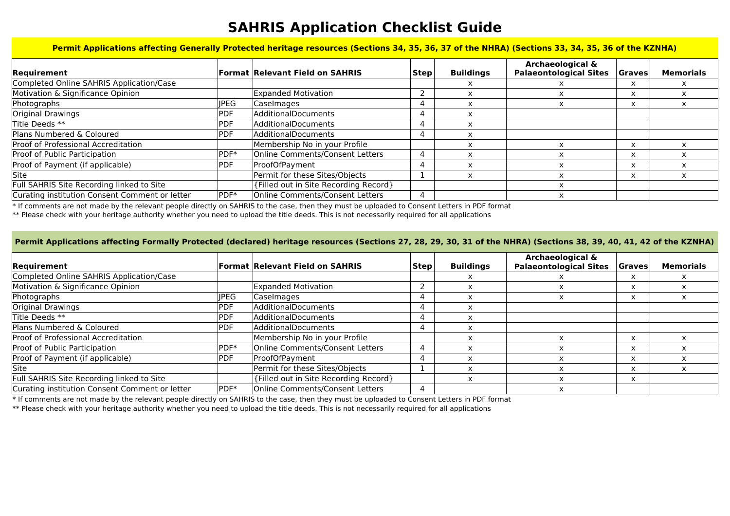# SAHRIS Application Checklist Guide

## Permit Applications affecting Generally Protected heritage resources (Sections 34, 35, 36, 37 of the NHRA) (Sections 33, 34, 35, 36 of the KZNHA)

| Requirement | Format | Relevant Field on SAHRIS | Step | Buildings | Archaeological & Palaeontological Sites | Graves | Memorials |
|---|---|---|---|---|---|---|---|
| Completed Online SAHRIS Application/Case | | | | x | x | x | x |
| Motivation & Significance Opinion | | Expanded Motivation | 2 | x | x | x | x |
| Photographs | JPEG | CaseImages | 4 | x | x | x | x |
| Original Drawings | PDF | AdditionalDocuments | 4 | x | | | |
| Title Deeds ** | PDF | AdditionalDocuments | 4 | x | | | |
| Plans Numbered & Coloured | PDF | AdditionalDocuments | 4 | x | | | |
| Proof of Professional Accreditation | | Membership No in your Profile | | x | x | x | x |
| Proof of Public Participation | PDF* | Online Comments/Consent Letters | 4 | x | x | x | x |
| Proof of Payment (if applicable) | PDF | ProofOfPayment | 4 | x | x | x | x |
| Site | | Permit for these Sites/Objects | 1 | x | x | x | x |
| Full SAHRIS Site Recording linked to Site | | {Filled out in Site Recording Record} | | | x | | |
| Curating institution Consent Comment or letter | PDF* | Online Comments/Consent Letters | 4 | | x | | |

\* If comments are not made by the relevant people directly on SAHRIS to the case, then they must be uploaded to Consent Letters in PDF format

** Please check with your heritage authority whether you need to upload the title deeds. This is not necessarily required for all applications

## Permit Applications affecting Formally Protected (declared) heritage resources (Sections 27, 28, 29, 30, 31 of the NHRA) (Sections 38, 39, 40, 41, 42 of the KZNHA)

| Requirement | Format | Relevant Field on SAHRIS | Step | Buildings | Archaeological & Palaeontological Sites | Graves | Memorials |
|---|---|---|---|---|---|---|---|
| Completed Online SAHRIS Application/Case | | | | x | x | x | x |
| Motivation & Significance Opinion | | Expanded Motivation | 2 | x | x | x | x |
| Photographs | JPEG | CaseImages | 4 | x | x | x | x |
| Original Drawings | PDF | AdditionalDocuments | 4 | x | | | |
| Title Deeds ** | PDF | AdditionalDocuments | 4 | x | | | |
| Plans Numbered & Coloured | PDF | AdditionalDocuments | 4 | x | | | |
| Proof of Professional Accreditation | | Membership No in your Profile | | x | x | x | x |
| Proof of Public Participation | PDF* | Online Comments/Consent Letters | 4 | x | x | x | x |
| Proof of Payment (if applicable) | PDF | ProofOfPayment | 4 | x | x | x | x |
| Site | | Permit for these Sites/Objects | 1 | x | x | x | x |
| Full SAHRIS Site Recording linked to Site | | {Filled out in Site Recording Record} | | x | x | x | |
| Curating institution Consent Comment or letter | PDF* | Online Comments/Consent Letters | 4 | | x | | |

\* If comments are not made by the relevant people directly on SAHRIS to the case, then they must be uploaded to Consent Letters in PDF format

** Please check with your heritage authority whether you need to upload the title deeds. This is not necessarily required for all applications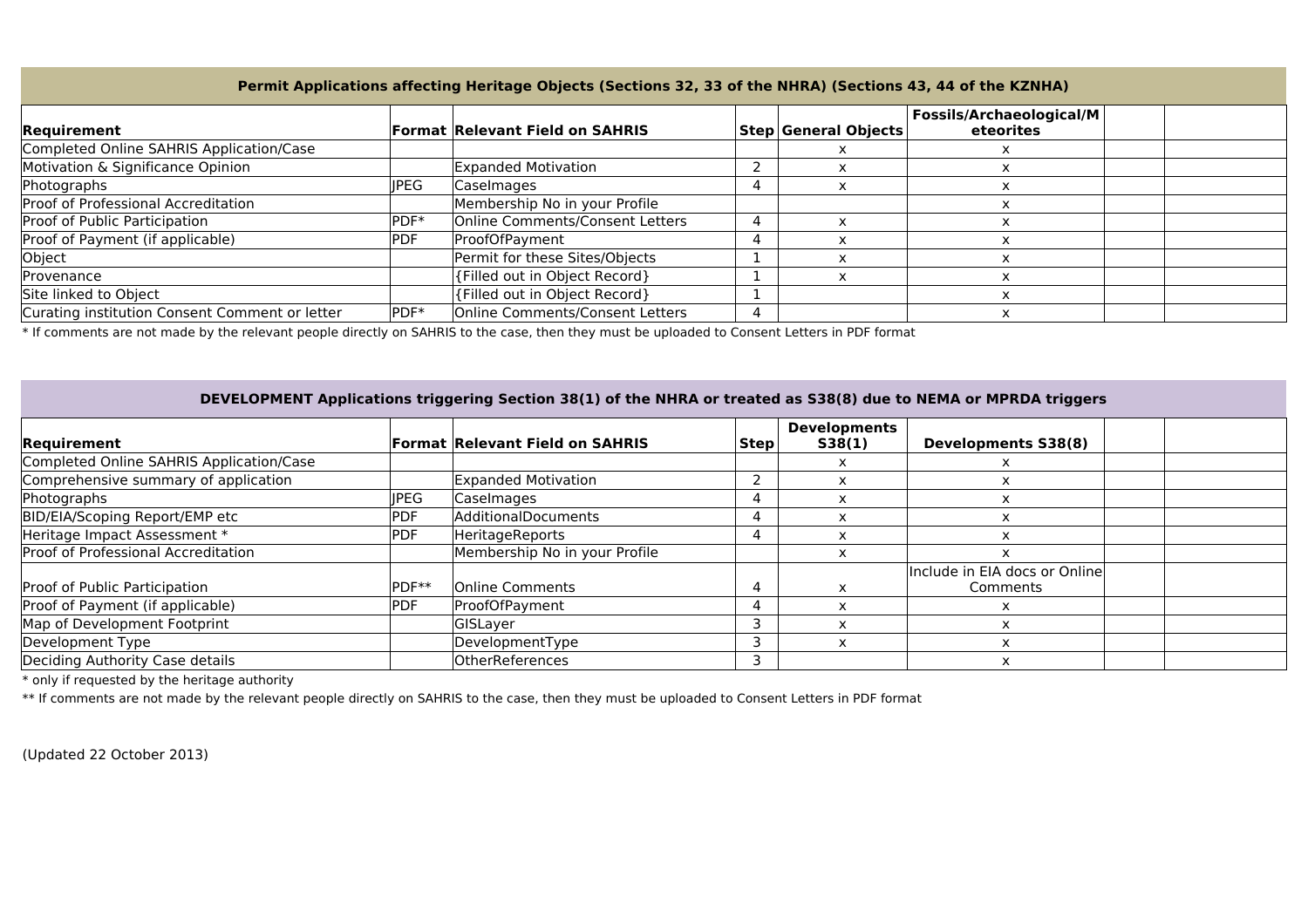| Permit Applications affecting Heritage Objects (Sections 32, 33 of the NHRA) (Sections 43, 44 of the KZNHA) | | | | | | | |
|---|---|---|---|---|---|---|---|
| **Requirement** | **Format** | **Relevant Field on SAHRIS** | **Step** | **General Objects** | **Fossils/Archaeological/Meteorites** | | |
| Completed Online SAHRIS Application/Case | | | | x | x | | |
| Motivation & Significance Opinion | | Expanded Motivation | 2 | x | x | | |
| Photographs | JPEG | CaseImages | 4 | x | x | | |
| Proof of Professional Accreditation | | Membership No in your Profile | | | x | | |
| Proof of Public Participation | PDF* | Online Comments/Consent Letters | 4 | x | x | | |
| Proof of Payment (if applicable) | PDF | ProofOfPayment | 4 | x | x | | |
| Object | | Permit for these Sites/Objects | 1 | x | x | | |
| Provenance | | {Filled out in Object Record} | 1 | x | x | | |
| Site linked to Object | | {Filled out in Object Record} | 1 | | x | | |
| Curating institution Consent Comment or letter | PDF* | Online Comments/Consent Letters | 4 | | x | | |

* If comments are not made by the relevant people directly on SAHRIS to the case, then they must be uploaded to Consent Letters in PDF format

| DEVELOPMENT Applications triggering Section 38(1) of the NHRA or treated as S38(8) due to NEMA or MPRDA triggers | | | | | | | |
|---|---|---|---|---|---|---|---|
| **Requirement** | **Format** | **Relevant Field on SAHRIS** | **Step** | **Developments S38(1)** | **Developments S38(8)** | | |
| Completed Online SAHRIS Application/Case | | | | x | x | | |
| Comprehensive summary of application | | Expanded Motivation | 2 | x | x | | |
| Photographs | JPEG | CaseImages | 4 | x | x | | |
| BID/EIA/Scoping Report/EMP etc | PDF | AdditionalDocuments | 4 | x | x | | |
| Heritage Impact Assessment * | PDF | HeritageReports | 4 | x | x | | |
| Proof of Professional Accreditation | | Membership No in your Profile | | x | x | | |
| Proof of Public Participation | PDF** | Online Comments | 4 | x | Include in EIA docs or Online Comments | | |
| Proof of Payment (if applicable) | PDF | ProofOfPayment | 4 | x | x | | |
| Map of Development Footprint | | GISLayer | 3 | x | x | | |
| Development Type | | DevelopmentType | 3 | x | x | | |
| Deciding Authority Case details | | OtherReferences | 3 | | x | | |

* only if requested by the heritage authority

** If comments are not made by the relevant people directly on SAHRIS to the case, then they must be uploaded to Consent Letters in PDF format

(Updated 22 October 2013)